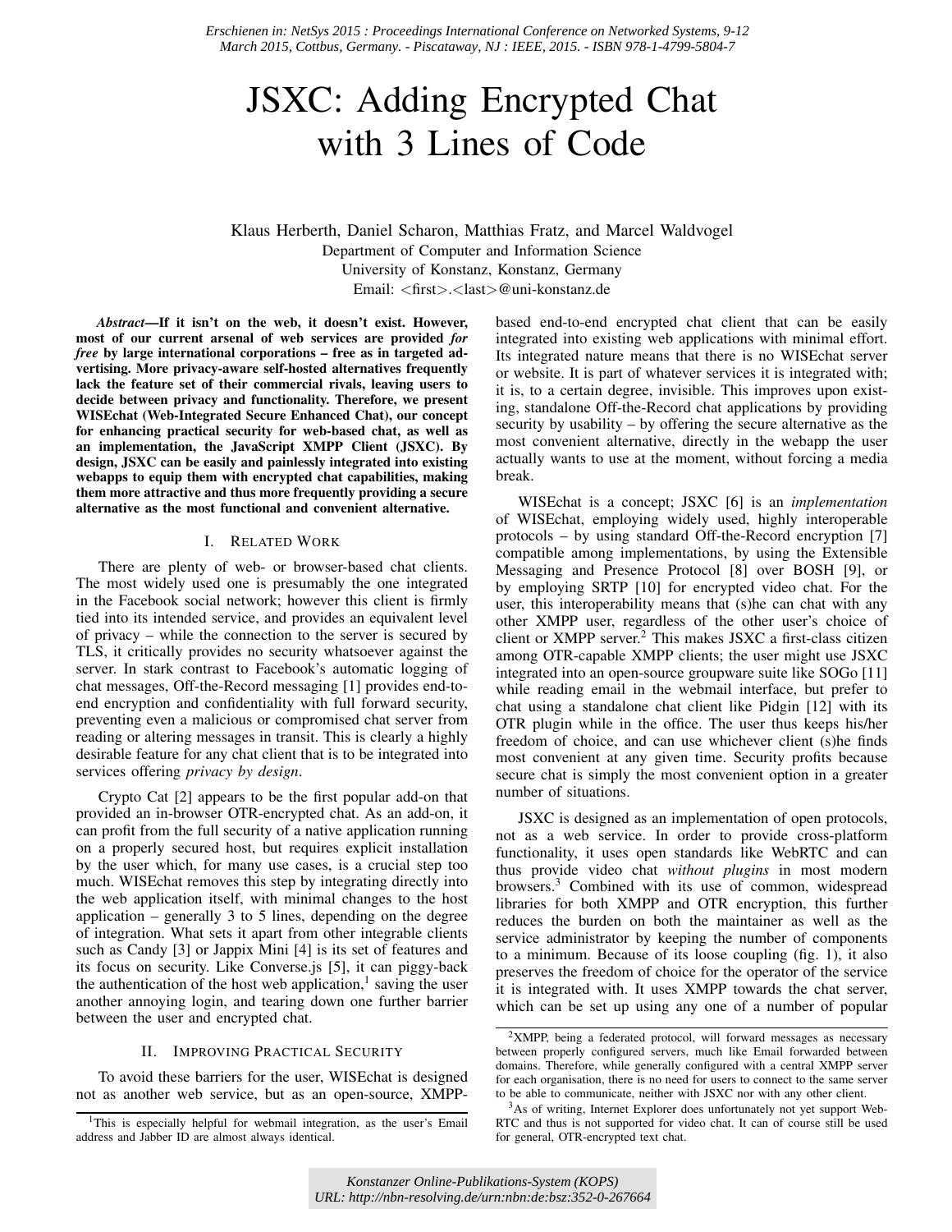*Erschienen in: NetSys 2015 : Proceedings International Conference on Networked Systems, 9-12 March 2015, Cottbus, Germany. - Piscataway, NJ : IEEE, 2015. - ISBN 978-1-4799-5804-7*

# JSXC: Adding Encrypted Chat with 3 Lines of Code

Klaus Herberth, Daniel Scharon, Matthias Fratz, and Marcel Waldvogel
Department of Computer and Information Science
University of Konstanz, Konstanz, Germany
Email: <first>.<last>@uni-konstanz.de

***Abstract*—If it isn't on the web, it doesn't exist. However, most of our current arsenal of web services are provided *for free* by large international corporations – free as in targeted advertising. More privacy-aware self-hosted alternatives frequently lack the feature set of their commercial rivals, leaving users to decide between privacy and functionality. Therefore, we present WISEchat (Web-Integrated Secure Enhanced Chat), our concept for enhancing practical security for web-based chat, as well as an implementation, the JavaScript XMPP Client (JSXC). By design, JSXC can be easily and painlessly integrated into existing webapps to equip them with encrypted chat capabilities, making them more attractive and thus more frequently providing a secure alternative as the most functional and convenient alternative.**

## I. Related Work

There are plenty of web- or browser-based chat clients. The most widely used one is presumably the one integrated in the Facebook social network; however this client is firmly tied into its intended service, and provides an equivalent level of privacy – while the connection to the server is secured by TLS, it critically provides no security whatsoever against the server. In stark contrast to Facebook's automatic logging of chat messages, Off-the-Record messaging [1] provides end-to-end encryption and confidentiality with full forward security, preventing even a malicious or compromised chat server from reading or altering messages in transit. This is clearly a highly desirable feature for any chat client that is to be integrated into services offering *privacy by design*.

Crypto Cat [2] appears to be the first popular add-on that provided an in-browser OTR-encrypted chat. As an add-on, it can profit from the full security of a native application running on a properly secured host, but requires explicit installation by the user which, for many use cases, is a crucial step too much. WISEchat removes this step by integrating directly into the web application itself, with minimal changes to the host application – generally 3 to 5 lines, depending on the degree of integration. What sets it apart from other integrable clients such as Candy [3] or Jappix Mini [4] is its set of features and its focus on security. Like Converse.js [5], it can piggy-back the authentication of the host web application,[1] saving the user another annoying login, and tearing down one further barrier between the user and encrypted chat.

## II. Improving Practical Security

To avoid these barriers for the user, WISEchat is designed not as another web service, but as an open-source, XMPP-based end-to-end encrypted chat client that can be easily integrated into existing web applications with minimal effort. Its integrated nature means that there is no WISEchat server or website. It is part of whatever services it is integrated with; it is, to a certain degree, invisible. This improves upon existing, standalone Off-the-Record chat applications by providing security by usability – by offering the secure alternative as the most convenient alternative, directly in the webapp the user actually wants to use at the moment, without forcing a media break.

WISEchat is a concept; JSXC [6] is an *implementation* of WISEchat, employing widely used, highly interoperable protocols – by using standard Off-the-Record encryption [7] compatible among implementations, by using the Extensible Messaging and Presence Protocol [8] over BOSH [9], or by employing SRTP [10] for encrypted video chat. For the user, this interoperability means that (s)he can chat with any other XMPP user, regardless of the other user's choice of client or XMPP server.[2] This makes JSXC a first-class citizen among OTR-capable XMPP clients; the user might use JSXC integrated into an open-source groupware suite like SOGo [11] while reading email in the webmail interface, but prefer to chat using a standalone chat client like Pidgin [12] with its OTR plugin while in the office. The user thus keeps his/her freedom of choice, and can use whichever client (s)he finds most convenient at any given time. Security profits because secure chat is simply the most convenient option in a greater number of situations.

JSXC is designed as an implementation of open protocols, not as a web service. In order to provide cross-platform functionality, it uses open standards like WebRTC and can thus provide video chat *without plugins* in most modern browsers.[3] Combined with its use of common, widespread libraries for both XMPP and OTR encryption, this further reduces the burden on both the maintainer as well as the service administrator by keeping the number of components to a minimum. Because of its loose coupling (fig. 1), it also preserves the freedom of choice for the operator of the service it is integrated with. It uses XMPP towards the chat server, which can be set up using any one of a number of popular

[1] This is especially helpful for webmail integration, as the user's Email address and Jabber ID are almost always identical.

[2] XMPP, being a federated protocol, will forward messages as necessary between properly configured servers, much like Email forwarded between domains. Therefore, while generally configured with a central XMPP server for each organisation, there is no need for users to connect to the same server to be able to communicate, neither with JSXC nor with any other client.

[3] As of writing, Internet Explorer does unfortunately not yet support WebRTC and thus is not supported for video chat. It can of course still be used for general, OTR-encrypted text chat.

*Konstanzer Online-Publikations-System (KOPS)*
*URL: http://nbn-resolving.de/urn:nbn:de:bsz:352-0-267664*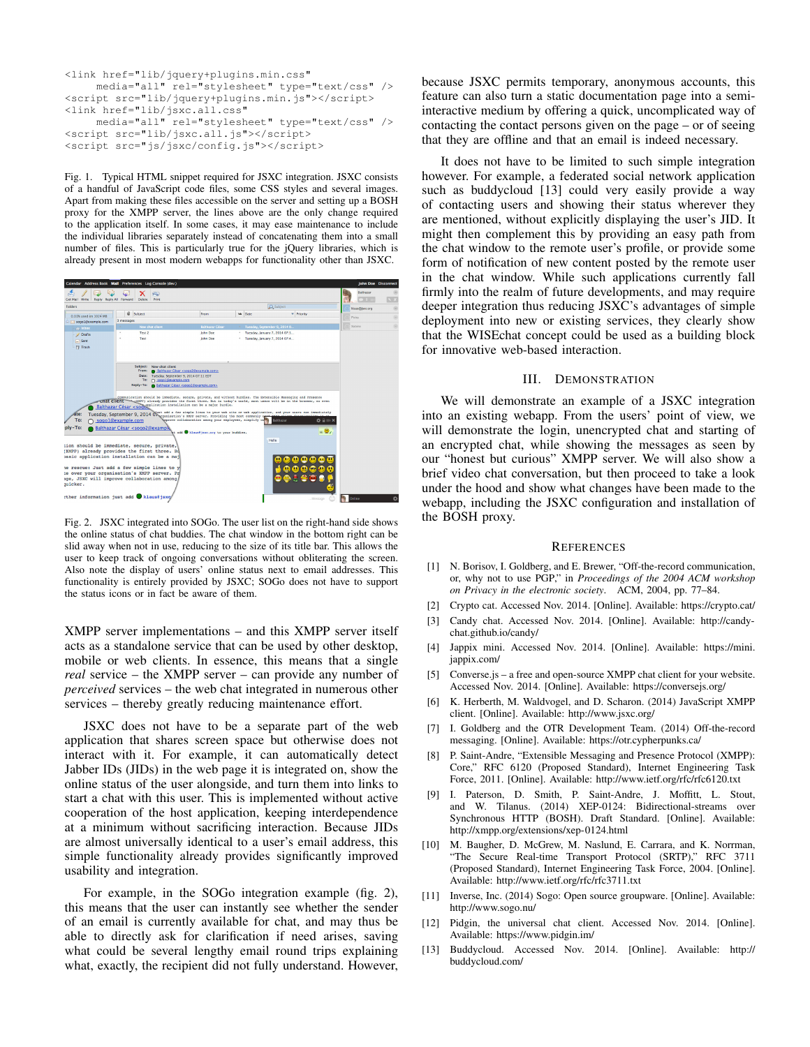```
<link href="lib/jquery+plugins.min.css"
      media="all" rel="stylesheet" type="text/css" />
<script src="lib/jquery+plugins.min.js"></script>
<link href="lib/jsxc.all.css"
      media="all" rel="stylesheet" type="text/css" />
<script src="lib/jsxc.all.js"></script>
<script src="js/jsxc/config.js"></script>
```

Fig. 1. Typical HTML snippet required for JSXC integration. JSXC consists of a handful of JavaScript code files, some CSS styles and several images. Apart from making these files accessible on the server and setting up a BOSH proxy for the XMPP server, the lines above are the only change required to the application itself. In some cases, it may ease maintenance to include the individual libraries separately instead of concatenating them into a small number of files. This is particularly true for the jQuery libraries, which is already present in most modern webapps for functionality other than JSXC.

Fig. 2. JSXC integrated into SOGo. The user list on the right-hand side shows the online status of chat buddies. The chat window in the bottom right can be slid away when not in use, reducing to the size of its title bar. This allows the user to keep track of ongoing conversations without obliterating the screen. Also note the display of users' online status next to email addresses. This functionality is entirely provided by JSXC; SOGo does not have to support the status icons or in fact be aware of them.

XMPP server implementations – and this XMPP server itself acts as a standalone service that can be used by other desktop, mobile or web clients. In essence, this means that a single *real* service – the XMPP server – can provide any number of *perceived* services – the web chat integrated in numerous other services – thereby greatly reducing maintenance effort.

JSXC does not have to be a separate part of the web application that shares screen space but otherwise does not interact with it. For example, it can automatically detect Jabber IDs (JIDs) in the web page it is integrated on, show the online status of the user alongside, and turn them into links to start a chat with this user. This is implemented without active cooperation of the host application, keeping interdependence at a minimum without sacrificing interaction. Because JIDs are almost universally identical to a user's email address, this simple functionality already provides significantly improved usability and integration.

For example, in the SOGo integration example (fig. 2), this means that the user can instantly see whether the sender of an email is currently available for chat, and may thus be able to directly ask for clarification if need arises, saving what could be several lengthy email round trips explaining what, exactly, the recipient did not fully understand. However, because JSXC permits temporary, anonymous accounts, this feature can also turn a static documentation page into a semi-interactive medium by offering a quick, uncomplicated way of contacting the contact persons given on the page – or of seeing that they are offline and that an email is indeed necessary.

It does not have to be limited to such simple integration however. For example, a federated social network application such as buddycloud [13] could very easily provide a way of contacting users and showing their status wherever they are mentioned, without explicitly displaying the user's JID. It might then complement this by providing an easy path from the chat window to the remote user's profile, or provide some form of notification of new content posted by the remote user in the chat window. While such applications currently fall firmly into the realm of future developments, and may require deeper integration thus reducing JSXC's advantages of simple deployment into new or existing services, they clearly show that the WISEchat concept could be used as a building block for innovative web-based interaction.

## III. Demonstration

We will demonstrate an example of a JSXC integration into an existing webapp. From the users' point of view, we will demonstrate the login, unencrypted chat and starting of an encrypted chat, while showing the messages as seen by our "honest but curious" XMPP server. We will also show a brief video chat conversation, but then proceed to take a look under the hood and show what changes have been made to the webapp, including the JSXC configuration and installation of the BOSH proxy.

## References

[1] N. Borisov, I. Goldberg, and E. Brewer, "Off-the-record communication, or, why not to use PGP," in *Proceedings of the 2004 ACM workshop on Privacy in the electronic society*. ACM, 2004, pp. 77–84.

[2] Crypto cat. Accessed Nov. 2014. [Online]. Available: https://crypto.cat/

[3] Candy chat. Accessed Nov. 2014. [Online]. Available: http://candy-chat.github.io/candy/

[4] Jappix mini. Accessed Nov. 2014. [Online]. Available: https://mini.jappix.com/

[5] Converse.js – a free and open-source XMPP chat client for your website. Accessed Nov. 2014. [Online]. Available: https://conversejs.org/

[6] K. Herberth, M. Waldvogel, and D. Scharon. (2014) JavaScript XMPP client. [Online]. Available: http://www.jsxc.org/

[7] I. Goldberg and the OTR Development Team. (2014) Off-the-record messaging. [Online]. Available: https://otr.cypherpunks.ca/

[8] P. Saint-Andre, "Extensible Messaging and Presence Protocol (XMPP): Core," RFC 6120 (Proposed Standard), Internet Engineering Task Force, 2011. [Online]. Available: http://www.ietf.org/rfc/rfc6120.txt

[9] I. Paterson, D. Smith, P. Saint-Andre, J. Moffitt, L. Stout, and W. Tilanus. (2014) XEP-0124: Bidirectional-streams over Synchronous HTTP (BOSH). Draft Standard. [Online]. Available: http://xmpp.org/extensions/xep-0124.html

[10] M. Baugher, D. McGrew, M. Naslund, E. Carrara, and K. Norrman, "The Secure Real-time Transport Protocol (SRTP)," RFC 3711 (Proposed Standard), Internet Engineering Task Force, 2004. [Online]. Available: http://www.ietf.org/rfc/rfc3711.txt

[11] Inverse, Inc. (2014) Sogo: Open source groupware. [Online]. Available: http://www.sogo.nu/

[12] Pidgin, the universal chat client. Accessed Nov. 2014. [Online]. Available: https://www.pidgin.im/

[13] Buddycloud. Accessed Nov. 2014. [Online]. Available: http://buddycloud.com/